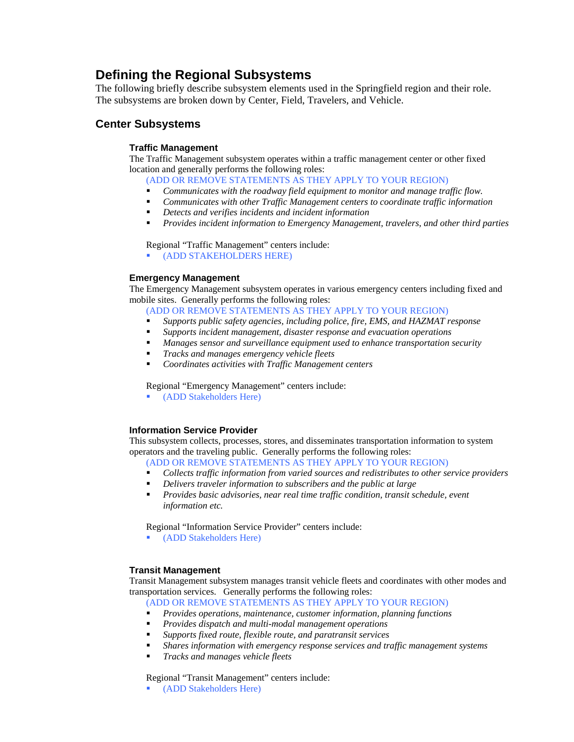# Defining the Regional Subsystems

The following briefly describe subsystem elements used in the Springfield region and their role. The subsystems are broken down by Center, Field, Travelers, and Vehicle.

## Center Subsystems

### Traffic Management

The Traffic Management subsystem operates within a traffic management center or other fixed location and generally performs the following roles:

(ADD OR REMOVE STATEMENTS AS THEY APPLY TO YOUR REGION)

- *Communicates with the roadway field equipment to monitor and manage traffic flow.*
- *Communicates with other Traffic Management centers to coordinate traffic information*
- *Detects and verifies incidents and incident information*
- *Provides incident information to Emergency Management, travelers, and other third parties*

Regional "Traffic Management" centers include:

- (ADD STAKEHOLDERS HERE)

### Emergency Management

The Emergency Management subsystem operates in various emergency centers including fixed and mobile sites. Generally performs the following roles:

(ADD OR REMOVE STATEMENTS AS THEY APPLY TO YOUR REGION)

- *Supports public safety agencies, including police, fire, EMS, and HAZMAT response*
- *Supports incident management, disaster response and evacuation operations*
- *Manages sensor and surveillance equipment used to enhance transportation security*
- *Tracks and manages emergency vehicle fleets*
- *Coordinates activities with Traffic Management centers*

Regional "Emergency Management" centers include:

- (ADD Stakeholders Here)

### Information Service Provider

This subsystem collects, processes, stores, and disseminates transportation information to system operators and the traveling public. Generally performs the following roles:

(ADD OR REMOVE STATEMENTS AS THEY APPLY TO YOUR REGION)

- *Collects traffic information from varied sources and redistributes to other service providers*
- *Delivers traveler information to subscribers and the public at large*
- *Provides basic advisories, near real time traffic condition, transit schedule, event information etc.*

Regional "Information Service Provider" centers include:

- (ADD Stakeholders Here)

### Transit Management

Transit Management subsystem manages transit vehicle fleets and coordinates with other modes and transportation services. Generally performs the following roles:

(ADD OR REMOVE STATEMENTS AS THEY APPLY TO YOUR REGION)

- *Provides operations, maintenance, customer information, planning functions*
- *Provides dispatch and multi-modal management operations*
- *Supports fixed route, flexible route, and paratransit services*
- *Shares information with emergency response services and traffic management systems*
- *Tracks and manages vehicle fleets*

Regional "Transit Management" centers include:

- (ADD Stakeholders Here)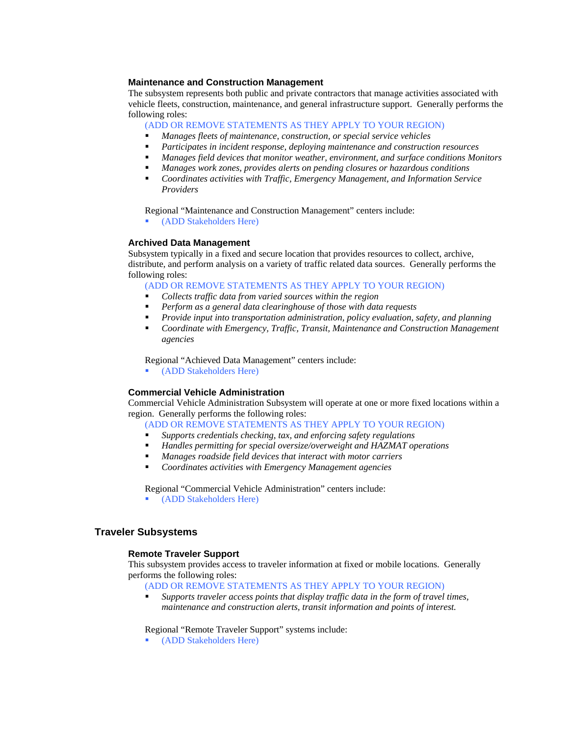### Maintenance and Construction Management

The subsystem represents both public and private contractors that manage activities associated with vehicle fleets, construction, maintenance, and general infrastructure support. Generally performs the following roles:

(ADD OR REMOVE STATEMENTS AS THEY APPLY TO YOUR REGION)

- *Manages fleets of maintenance, construction, or special service vehicles*
- *Participates in incident response, deploying maintenance and construction resources*
- *Manages field devices that monitor weather, environment, and surface conditions Monitors*
- *Manages work zones, provides alerts on pending closures or hazardous conditions*
- *Coordinates activities with Traffic, Emergency Management, and Information Service Providers*

Regional "Maintenance and Construction Management" centers include:

- (ADD Stakeholders Here)

### Archived Data Management

Subsystem typically in a fixed and secure location that provides resources to collect, archive, distribute, and perform analysis on a variety of traffic related data sources. Generally performs the following roles:

(ADD OR REMOVE STATEMENTS AS THEY APPLY TO YOUR REGION)

- *Collects traffic data from varied sources within the region*
- *Perform as a general data clearinghouse of those with data requests*
- *Provide input into transportation administration, policy evaluation, safety, and planning*
- *Coordinate with Emergency, Traffic, Transit, Maintenance and Construction Management agencies*

Regional "Achieved Data Management" centers include:

- (ADD Stakeholders Here)

### Commercial Vehicle Administration

Commercial Vehicle Administration Subsystem will operate at one or more fixed locations within a region. Generally performs the following roles:

(ADD OR REMOVE STATEMENTS AS THEY APPLY TO YOUR REGION)

- *Supports credentials checking, tax, and enforcing safety regulations*
- *Handles permitting for special oversize/overweight and HAZMAT operations*
- *Manages roadside field devices that interact with motor carriers*
- *Coordinates activities with Emergency Management agencies*

Regional "Commercial Vehicle Administration" centers include:

- (ADD Stakeholders Here)

## Traveler Subsystems

### Remote Traveler Support

This subsystem provides access to traveler information at fixed or mobile locations. Generally performs the following roles:

(ADD OR REMOVE STATEMENTS AS THEY APPLY TO YOUR REGION)

- *Supports traveler access points that display traffic data in the form of travel times, maintenance and construction alerts, transit information and points of interest.*

Regional "Remote Traveler Support" systems include:

- (ADD Stakeholders Here)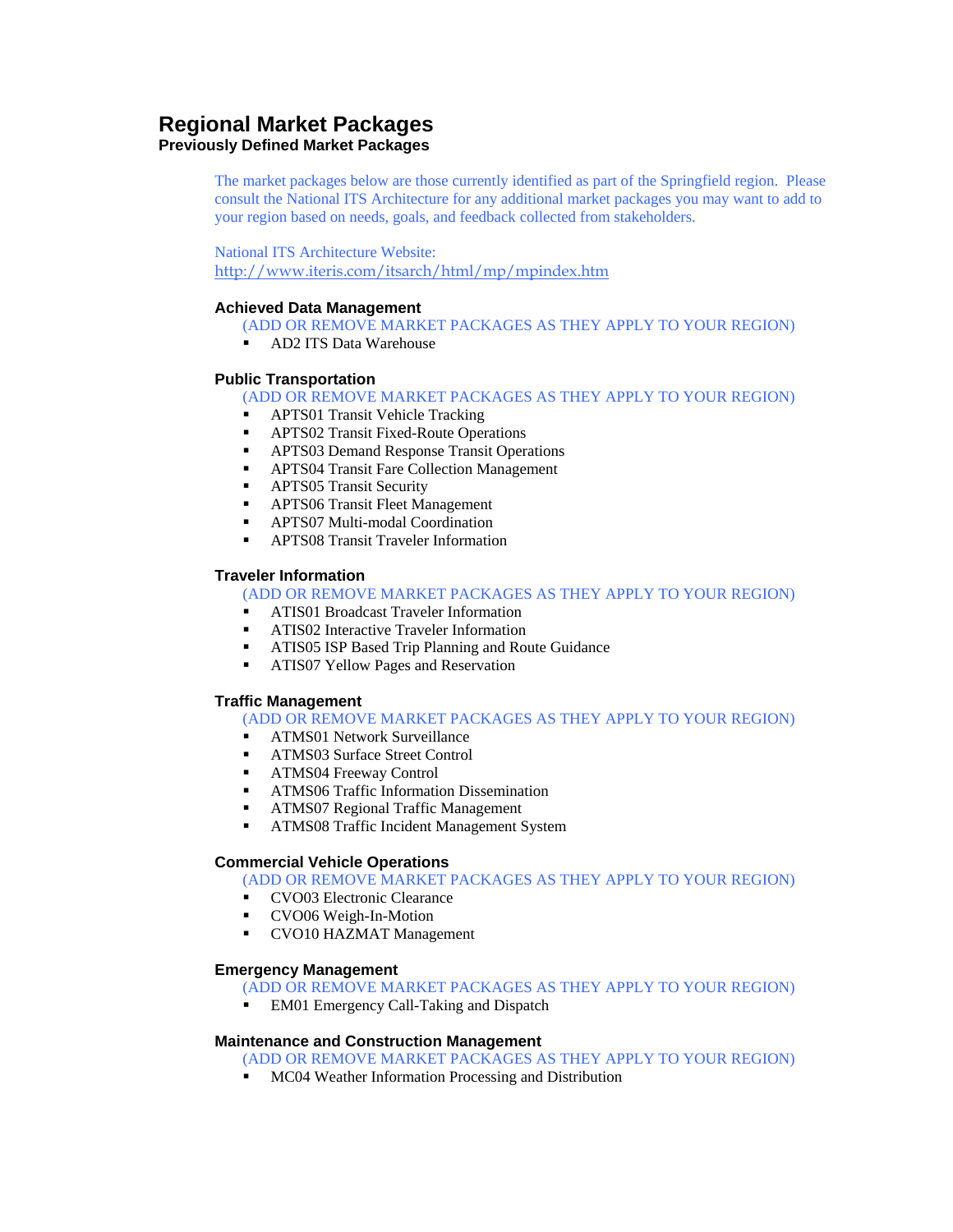# Regional Market Packages

## Previously Defined Market Packages

The market packages below are those currently identified as part of the Springfield region. Please consult the National ITS Architecture for any additional market packages you may want to add to your region based on needs, goals, and feedback collected from stakeholders.

National ITS Architecture Website:
http://www.iteris.com/itsarch/html/mp/mpindex.htm

### Achieved Data Management

(ADD OR REMOVE MARKET PACKAGES AS THEY APPLY TO YOUR REGION)

- AD2 ITS Data Warehouse

### Public Transportation

(ADD OR REMOVE MARKET PACKAGES AS THEY APPLY TO YOUR REGION)

- APTS01 Transit Vehicle Tracking
- APTS02 Transit Fixed-Route Operations
- APTS03 Demand Response Transit Operations
- APTS04 Transit Fare Collection Management
- APTS05 Transit Security
- APTS06 Transit Fleet Management
- APTS07 Multi-modal Coordination
- APTS08 Transit Traveler Information

### Traveler Information

(ADD OR REMOVE MARKET PACKAGES AS THEY APPLY TO YOUR REGION)

- ATIS01 Broadcast Traveler Information
- ATIS02 Interactive Traveler Information
- ATIS05 ISP Based Trip Planning and Route Guidance
- ATIS07 Yellow Pages and Reservation

### Traffic Management

(ADD OR REMOVE MARKET PACKAGES AS THEY APPLY TO YOUR REGION)

- ATMS01 Network Surveillance
- ATMS03 Surface Street Control
- ATMS04 Freeway Control
- ATMS06 Traffic Information Dissemination
- ATMS07 Regional Traffic Management
- ATMS08 Traffic Incident Management System

### Commercial Vehicle Operations

(ADD OR REMOVE MARKET PACKAGES AS THEY APPLY TO YOUR REGION)

- CVO03 Electronic Clearance
- CVO06 Weigh-In-Motion
- CVO10 HAZMAT Management

### Emergency Management

(ADD OR REMOVE MARKET PACKAGES AS THEY APPLY TO YOUR REGION)

- EM01 Emergency Call-Taking and Dispatch

### Maintenance and Construction Management

(ADD OR REMOVE MARKET PACKAGES AS THEY APPLY TO YOUR REGION)

- MC04 Weather Information Processing and Distribution